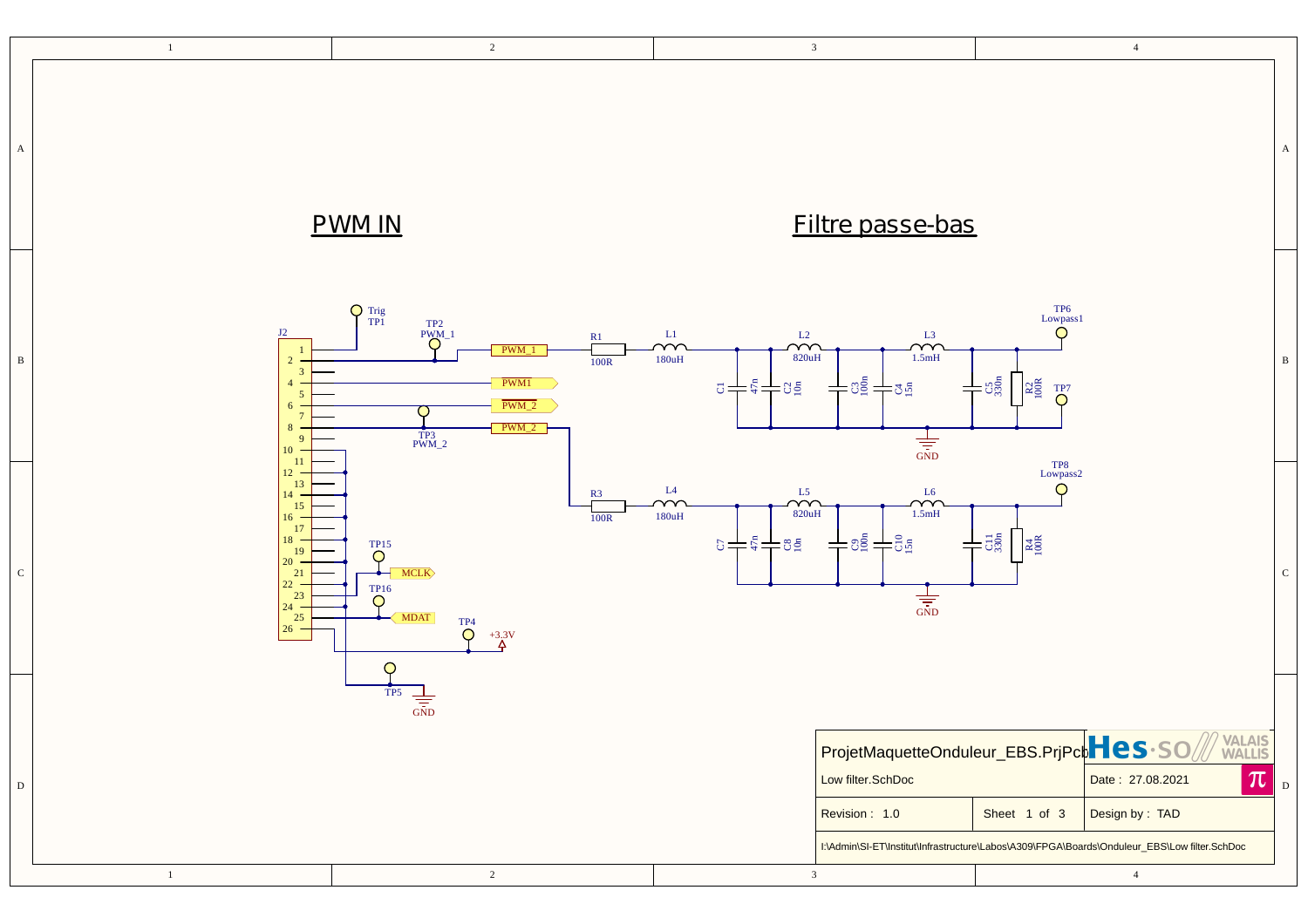## PWM IN

## Filtre passe-bas

J2

TP1 Trig

TP2 PWM_1

TP3 PWM_2

TP4 +3.3V

TP5 GND

TP15 MCLK

TP16 MDAT

PWM_1

PWM1

PWM_2

PWM_2

R1 100R

L1 180uH

C1 47n

C2 10n

L2 820uH

C3 100n

C4 15n

L3 1.5mH

C5 330n

R2 100R

TP6 Lowpass1

TP7

GND

R3 100R

L4 180uH

C7 47n

C8 10n

L5 820uH

C9 100n

C10 15n

L6 1.5mH

C11 330n

R4 100R

TP8 Lowpass2

GND

| ProjetMaquetteOnduleur_EBS.PrjPcb | | Hes·so // VALAIS WALLIS |
|---|---|---|
| Low filter.SchDoc | | Date : 27.08.2021 |
| Revision : 1.0 | Sheet 1 of 3 | Design by : TAD |
| I:\Admin\SI-ET\Institut\Infrastructure\Labos\A309\FPGA\Boards\Onduleur_EBS\Low filter.SchDoc | | |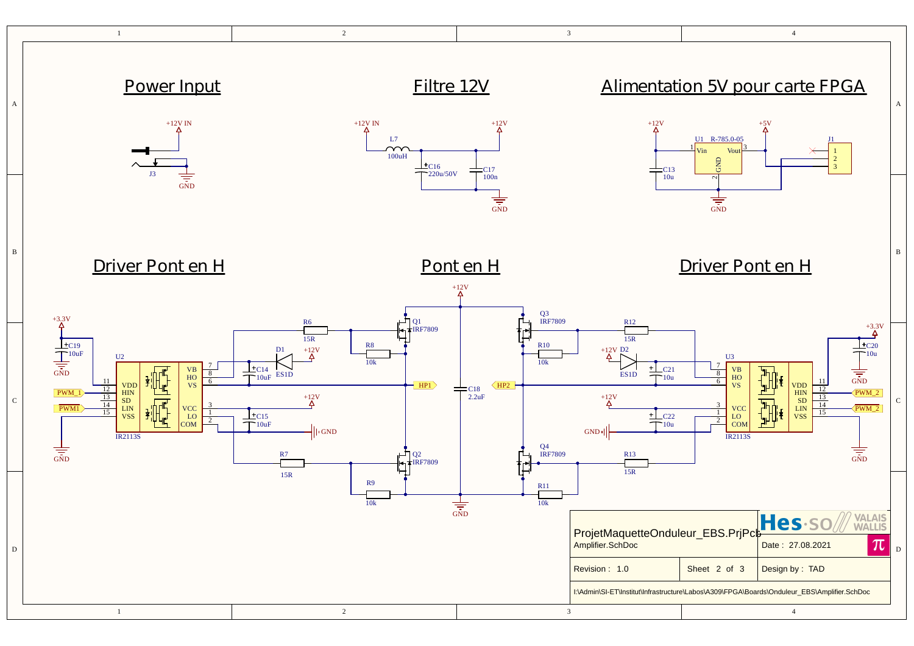## Power Input

+12V IN

J3

GND

## Filtre 12V

+12V IN

L7 100uH

C16 220u/50V

C17 100n

+12V

GND

## Alimentation 5V pour carte FPGA

+12V

U1 R-785.0-05

Vin Vout GND

+5V

C13 10u

J1 1 2 3

GND

## Driver Pont en H

+3.3V

C19 10uF

GND

U2 IR2113S

VDD HIN SD LIN VSS

VB HO VS VCC LO COM

PWM_1

PWM1

GND

D1 ES1D

+12V

C14 10uF

C15 10uF

R6 15R

R7 15R

## Pont en H

+12V

Q1 IRF7809

R8 10k

Q2 IRF7809

R9 10k

HP1

C18 2.2uF

HP2

Q3 IRF7809

R10 10k

Q4 IRF7809

R11 10k

GND

## Driver Pont en H

R12 15R

R13 15R

+12V

D2 ES1D

C21 10u

C22 10u

GND

U3 IR2113S

VB HO VS VCC LO COM

VDD HIN SD LIN VSS

+3.3V

C20 10u

GND

PWM_2

PWM_2

GND

| ProjetMaquetteOnduleur_EBS.PrjPcb | | Hes·SO // VALAIS WALLIS |
|---|---|---|
| Amplifier.SchDoc | | Date : 27.08.2021 |
| Revision : 1.0 | Sheet 2 of 3 | Design by : TAD |
| I:\Admin\SI-ET\Institut\Infrastructure\Labos\A309\FPGA\Boards\Onduleur_EBS\Amplifier.SchDoc | | |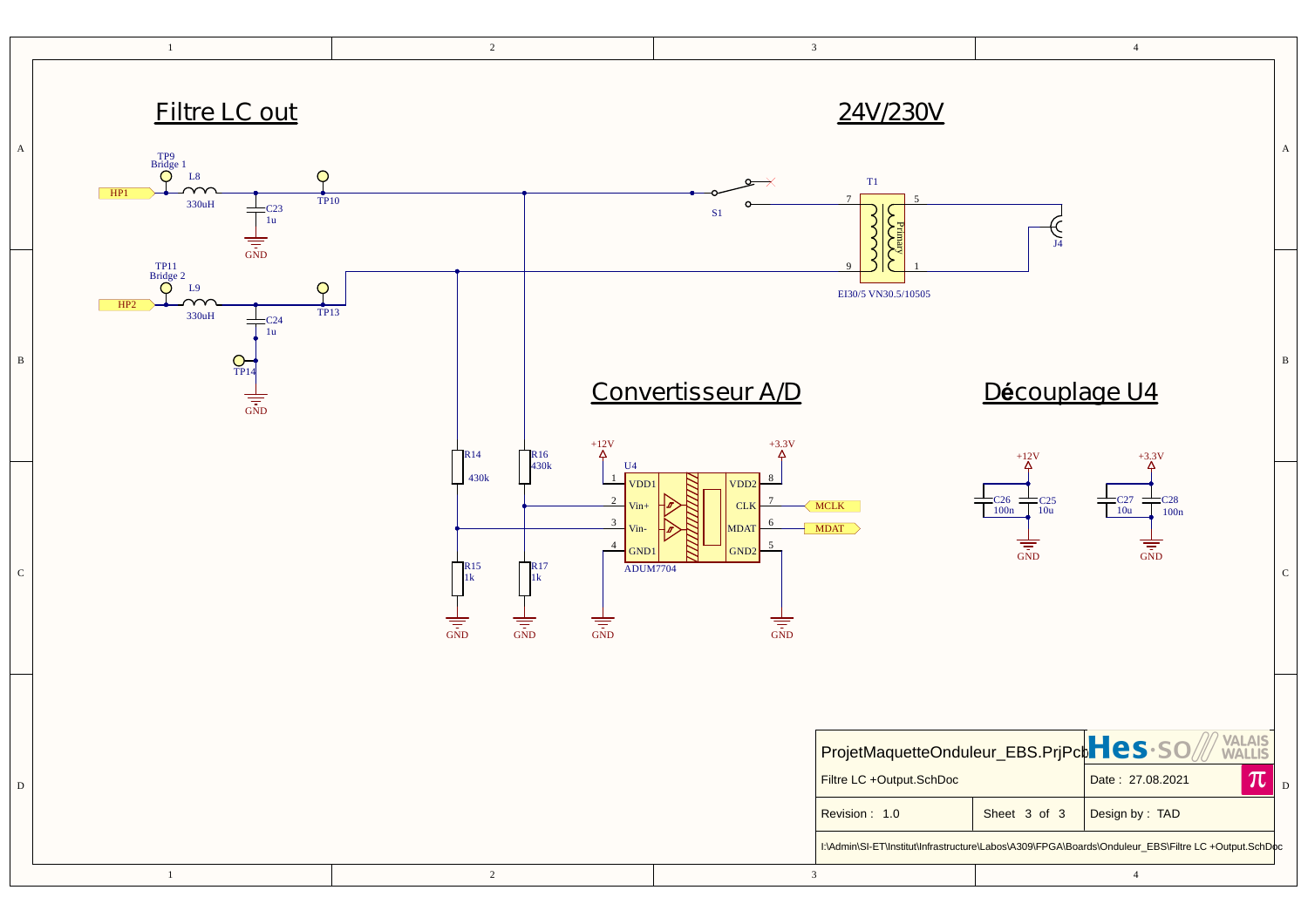## Filtre LC out

TP9
Bridge 1
L8
HP1
330uH
C23
1u
GND
TP10

TP11
Bridge 2
L9
HP2
330uH
C24
1u
TP13
TP14
GND

## 24V/230V

S1
T1
7
5
9
1
Primary
J4
EI30/5 VN30.5/10505

## Convertisseur A/D

R14
430k
R16
430k
R15
1k
R17
1k
GND
GND

+12V
+3.3V
U4
1 VDD1
2 Vin+
3 Vin-
4 GND1
VDD2 8
CLK 7
MDAT 6
GND2 5
ADUM7704
MCLK
MDAT
GND
GND

## Découplage U4

+12V
C26
100n
C25
10u
GND

+3.3V
C27
10u
C28
100n
GND

| | | |
|---|---|---|
| ProjetMaquetteOnduleur_EBS.PrjPcb | | Hes·so VALAIS WALLIS |
| Filtre LC +Output.SchDoc | | Date : 27.08.2021 |
| Revision : 1.0 | Sheet 3 of 3 | Design by : TAD |
| I:\Admin\SI-ET\Institut\Infrastructure\Labos\A309\FPGA\Boards\Onduleur_EBS\Filtre LC +Output.SchDoc | | |